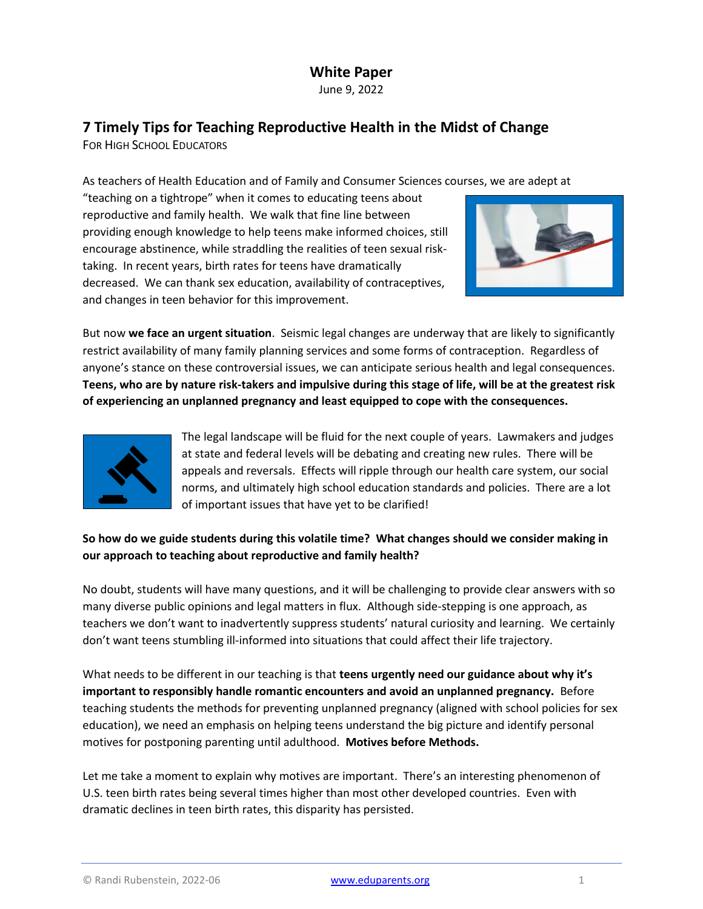# White Paper

June 9, 2022

## 7 Timely Tips for Teaching Reproductive Health in the Midst of Change

FOR HIGH SCHOOL EDUCATORS

As teachers of Health Education and of Family and Consumer Sciences courses, we are adept at "teaching on a tightrope" when it comes to educating teens about reproductive and family health. We walk that fine line between providing enough knowledge to help teens make informed choices, still encourage abstinence, while straddling the realities of teen sexual risk-taking. In recent years, birth rates for teens have dramatically decreased. We can thank sex education, availability of contraceptives, and changes in teen behavior for this improvement.

But now **we face an urgent situation**. Seismic legal changes are underway that are likely to significantly restrict availability of many family planning services and some forms of contraception. Regardless of anyone's stance on these controversial issues, we can anticipate serious health and legal consequences. **Teens, who are by nature risk-takers and impulsive during this stage of life, will be at the greatest risk of experiencing an unplanned pregnancy and least equipped to cope with the consequences.**

The legal landscape will be fluid for the next couple of years. Lawmakers and judges at state and federal levels will be debating and creating new rules. There will be appeals and reversals. Effects will ripple through our health care system, our social norms, and ultimately high school education standards and policies. There are a lot of important issues that have yet to be clarified!

**So how do we guide students during this volatile time? What changes should we consider making in our approach to teaching about reproductive and family health?**

No doubt, students will have many questions, and it will be challenging to provide clear answers with so many diverse public opinions and legal matters in flux. Although side-stepping is one approach, as teachers we don't want to inadvertently suppress students' natural curiosity and learning. We certainly don't want teens stumbling ill-informed into situations that could affect their life trajectory.

What needs to be different in our teaching is that **teens urgently need our guidance about why it's important to responsibly handle romantic encounters and avoid an unplanned pregnancy.** Before teaching students the methods for preventing unplanned pregnancy (aligned with school policies for sex education), we need an emphasis on helping teens understand the big picture and identify personal motives for postponing parenting until adulthood. **Motives before Methods.**

Let me take a moment to explain why motives are important. There's an interesting phenomenon of U.S. teen birth rates being several times higher than most other developed countries. Even with dramatic declines in teen birth rates, this disparity has persisted.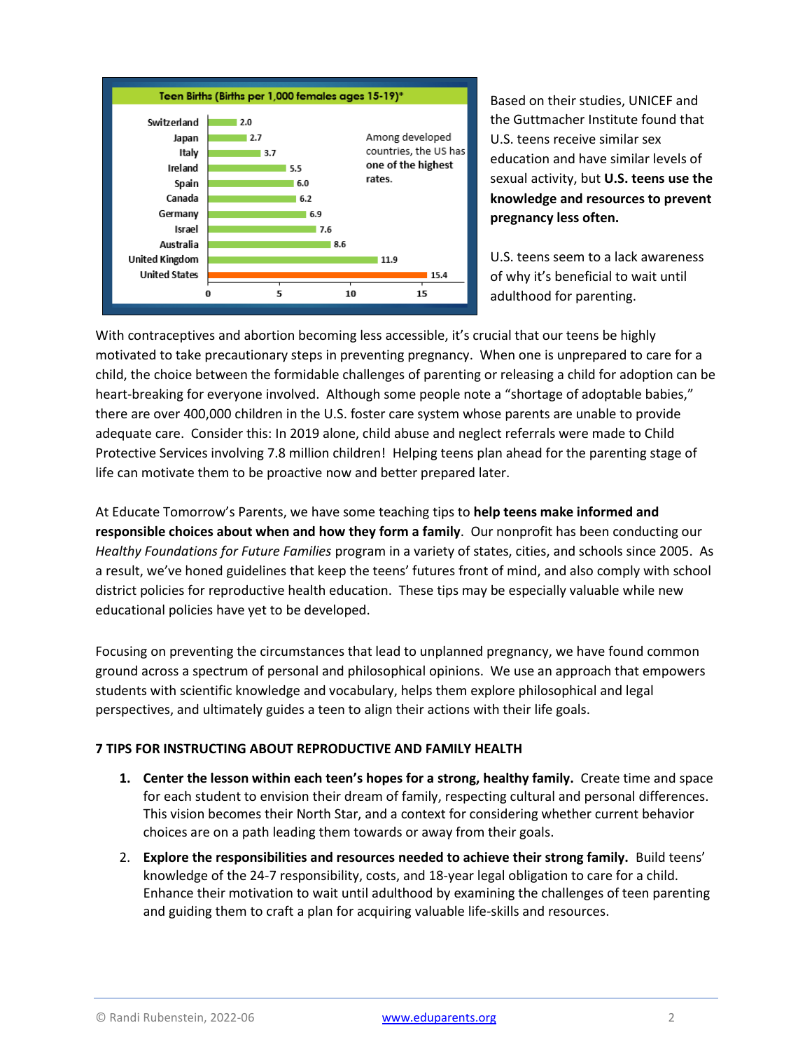**Teen Births (Births per 1,000 females ages 15-19)***

| Country | Births per 1,000 |
|---|---|
| Switzerland | 2.0 |
| Japan | 2.7 |
| Italy | 3.7 |
| Ireland | 5.5 |
| Spain | 6.0 |
| Canada | 6.2 |
| Germany | 6.9 |
| Israel | 7.6 |
| Australia | 8.6 |
| United Kingdom | 11.9 |
| United States | 15.4 |

Among developed countries, the US has **one of the highest rates.**

Based on their studies, UNICEF and the Guttmacher Institute found that U.S. teens receive similar sex education and have similar levels of sexual activity, but **U.S. teens use the knowledge and resources to prevent pregnancy less often.**

U.S. teens seem to a lack awareness of why it's beneficial to wait until adulthood for parenting.

With contraceptives and abortion becoming less accessible, it's crucial that our teens be highly motivated to take precautionary steps in preventing pregnancy. When one is unprepared to care for a child, the choice between the formidable challenges of parenting or releasing a child for adoption can be heart-breaking for everyone involved. Although some people note a "shortage of adoptable babies," there are over 400,000 children in the U.S. foster care system whose parents are unable to provide adequate care. Consider this: In 2019 alone, child abuse and neglect referrals were made to Child Protective Services involving 7.8 million children! Helping teens plan ahead for the parenting stage of life can motivate them to be proactive now and better prepared later.

At Educate Tomorrow's Parents, we have some teaching tips to **help teens make informed and responsible choices about when and how they form a family**. Our nonprofit has been conducting our *Healthy Foundations for Future Families* program in a variety of states, cities, and schools since 2005. As a result, we've honed guidelines that keep the teens' futures front of mind, and also comply with school district policies for reproductive health education. These tips may be especially valuable while new educational policies have yet to be developed.

Focusing on preventing the circumstances that lead to unplanned pregnancy, we have found common ground across a spectrum of personal and philosophical opinions. We use an approach that empowers students with scientific knowledge and vocabulary, helps them explore philosophical and legal perspectives, and ultimately guides a teen to align their actions with their life goals.

**7 TIPS FOR INSTRUCTING ABOUT REPRODUCTIVE AND FAMILY HEALTH**

1. **Center the lesson within each teen's hopes for a strong, healthy family.** Create time and space for each student to envision their dream of family, respecting cultural and personal differences. This vision becomes their North Star, and a context for considering whether current behavior choices are on a path leading them towards or away from their goals.
2. **Explore the responsibilities and resources needed to achieve their strong family.** Build teens' knowledge of the 24-7 responsibility, costs, and 18-year legal obligation to care for a child. Enhance their motivation to wait until adulthood by examining the challenges of teen parenting and guiding them to craft a plan for acquiring valuable life-skills and resources.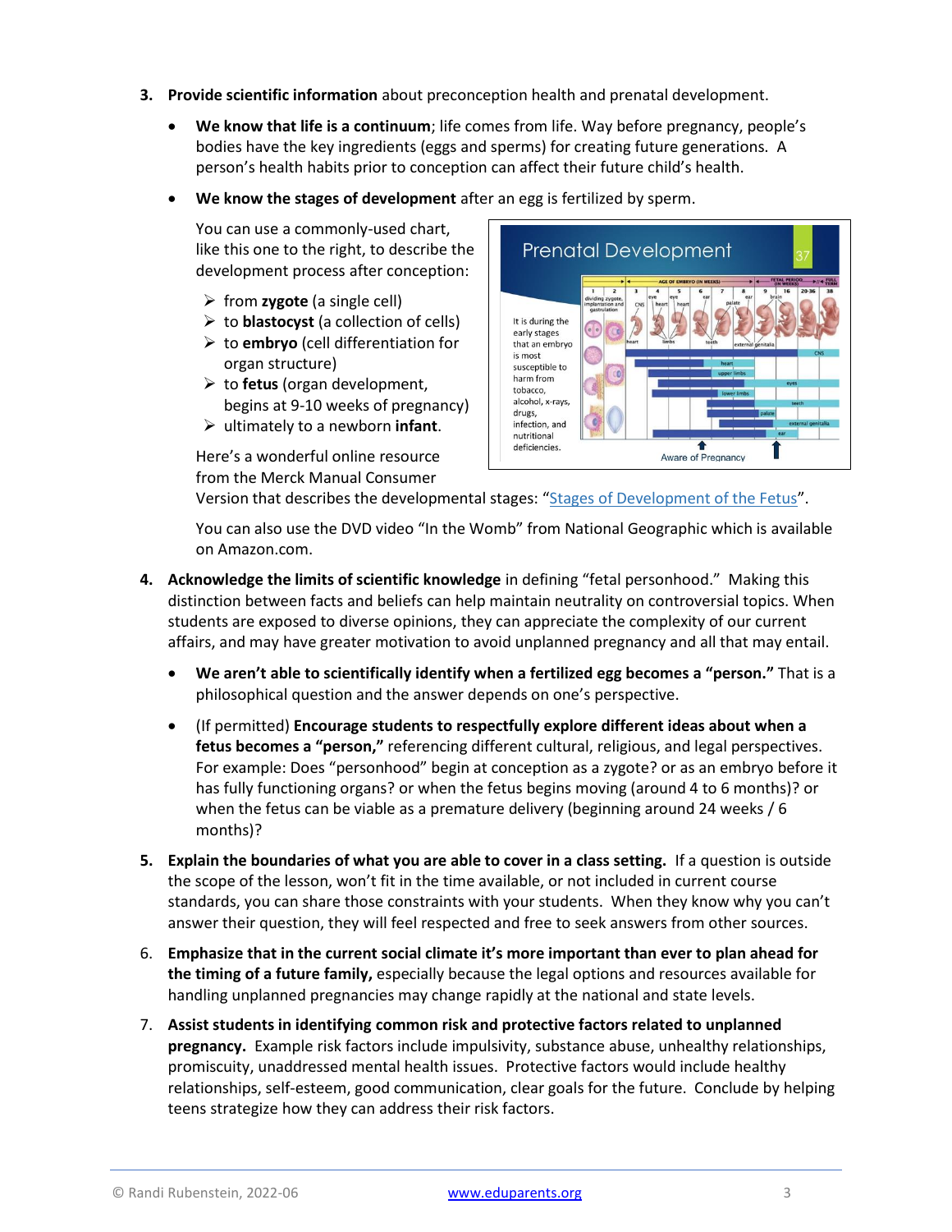3. **Provide scientific information** about preconception health and prenatal development.

   - **We know that life is a continuum**; life comes from life. Way before pregnancy, people's bodies have the key ingredients (eggs and sperms) for creating future generations. A person's health habits prior to conception can affect their future child's health.

   - **We know the stages of development** after an egg is fertilized by sperm.

     You can use a commonly-used chart, like this one to the right, to describe the development process after conception:

     - from **zygote** (a single cell)
     - to **blastocyst** (a collection of cells)
     - to **embryo** (cell differentiation for organ structure)
     - to **fetus** (organ development, begins at 9-10 weeks of pregnancy)
     - ultimately to a newborn **infant**.

     Here's a wonderful online resource from the Merck Manual Consumer Version that describes the developmental stages: "[Stages of Development of the Fetus](#)".

     You can also use the DVD video "In the Womb" from National Geographic which is available on Amazon.com.

4. **Acknowledge the limits of scientific knowledge** in defining "fetal personhood." Making this distinction between facts and beliefs can help maintain neutrality on controversial topics. When students are exposed to diverse opinions, they can appreciate the complexity of our current affairs, and may have greater motivation to avoid unplanned pregnancy and all that may entail.

   - **We aren't able to scientifically identify when a fertilized egg becomes a "person."** That is a philosophical question and the answer depends on one's perspective.

   - (If permitted) **Encourage students to respectfully explore different ideas about when a fetus becomes a "person,"** referencing different cultural, religious, and legal perspectives. For example: Does "personhood" begin at conception as a zygote? or as an embryo before it has fully functioning organs? or when the fetus begins moving (around 4 to 6 months)? or when the fetus can be viable as a premature delivery (beginning around 24 weeks / 6 months)?

5. **Explain the boundaries of what you are able to cover in a class setting.** If a question is outside the scope of the lesson, won't fit in the time available, or not included in current course standards, you can share those constraints with your students. When they know why you can't answer their question, they will feel respected and free to seek answers from other sources.

6. **Emphasize that in the current social climate it's more important than ever to plan ahead for the timing of a future family,** especially because the legal options and resources available for handling unplanned pregnancies may change rapidly at the national and state levels.

7. **Assist students in identifying common risk and protective factors related to unplanned pregnancy.** Example risk factors include impulsivity, substance abuse, unhealthy relationships, promiscuity, unaddressed mental health issues. Protective factors would include healthy relationships, self-esteem, good communication, clear goals for the future. Conclude by helping teens strategize how they can address their risk factors.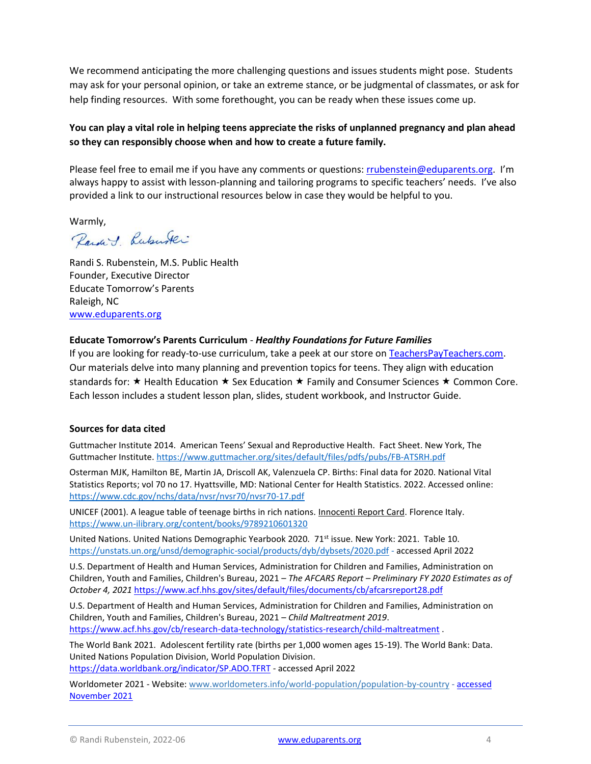We recommend anticipating the more challenging questions and issues students might pose. Students may ask for your personal opinion, or take an extreme stance, or be judgmental of classmates, or ask for help finding resources. With some forethought, you can be ready when these issues come up.

**You can play a vital role in helping teens appreciate the risks of unplanned pregnancy and plan ahead so they can responsibly choose when and how to create a future family.**

Please feel free to email me if you have any comments or questions: rrubenstein@eduparents.org. I'm always happy to assist with lesson-planning and tailoring programs to specific teachers' needs. I've also provided a link to our instructional resources below in case they would be helpful to you.

Warmly,

Randi S. Rubenstein, M.S. Public Health
Founder, Executive Director
Educate Tomorrow's Parents
Raleigh, NC
www.eduparents.org

**Educate Tomorrow's Parents Curriculum** - ***Healthy Foundations for Future Families***
If you are looking for ready-to-use curriculum, take a peek at our store on TeachersPayTeachers.com. Our materials delve into many planning and prevention topics for teens. They align with education standards for: ★ Health Education ★ Sex Education ★ Family and Consumer Sciences ★ Common Core. Each lesson includes a student lesson plan, slides, student workbook, and Instructor Guide.

**Sources for data cited**

Guttmacher Institute 2014. American Teens' Sexual and Reproductive Health. Fact Sheet. New York, The Guttmacher Institute. https://www.guttmacher.org/sites/default/files/pdfs/pubs/FB-ATSRH.pdf

Osterman MJK, Hamilton BE, Martin JA, Driscoll AK, Valenzuela CP. Births: Final data for 2020. National Vital Statistics Reports; vol 70 no 17. Hyattsville, MD: National Center for Health Statistics. 2022. Accessed online: https://www.cdc.gov/nchs/data/nvsr/nvsr70/nvsr70-17.pdf

UNICEF (2001). A league table of teenage births in rich nations. Innocenti Report Card. Florence Italy. https://www.un-ilibrary.org/content/books/9789210601320

United Nations. United Nations Demographic Yearbook 2020. 71st issue. New York: 2021. Table 10. https://unstats.un.org/unsd/demographic-social/products/dyb/dybsets/2020.pdf - accessed April 2022

U.S. Department of Health and Human Services, Administration for Children and Families, Administration on Children, Youth and Families, Children's Bureau, 2021 – *The AFCARS Report – Preliminary FY 2020 Estimates as of October 4, 2021* https://www.acf.hhs.gov/sites/default/files/documents/cb/afcarsreport28.pdf

U.S. Department of Health and Human Services, Administration for Children and Families, Administration on Children, Youth and Families, Children's Bureau, 2021 – *Child Maltreatment 2019*. https://www.acf.hhs.gov/cb/research-data-technology/statistics-research/child-maltreatment .

The World Bank 2021. Adolescent fertility rate (births per 1,000 women ages 15-19). The World Bank: Data. United Nations Population Division, World Population Division. https://data.worldbank.org/indicator/SP.ADO.TFRT - accessed April 2022

Worldometer 2021 - Website: www.worldometers.info/world-population/population-by-country - accessed November 2021